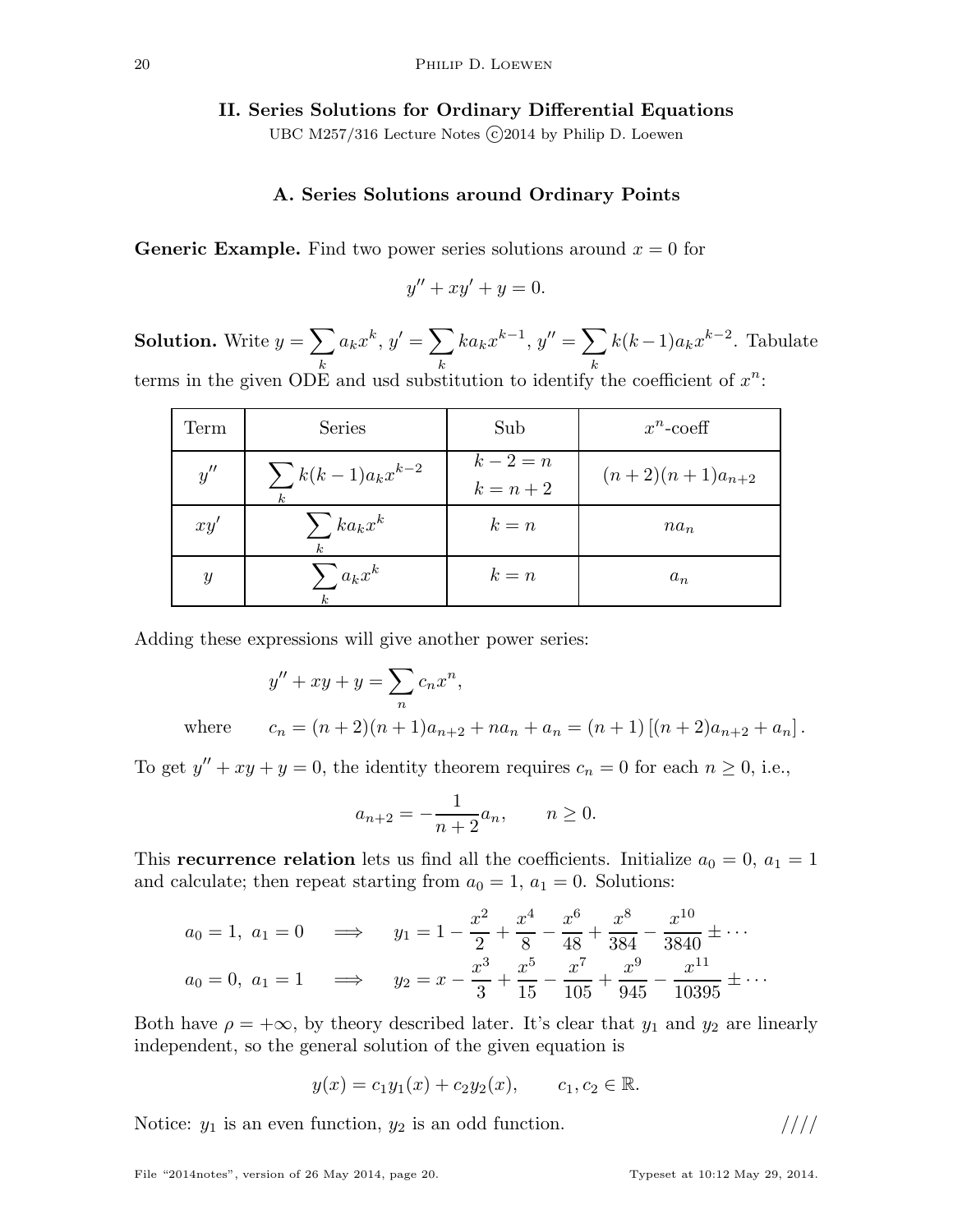## II. Series Solutions for Ordinary Differential Equations

UBC M257/316 Lecture Notes ©2014 by Philip D. Loewen

### A. Series Solutions around Ordinary Points

**Generic Example.** Find two power series solutions around $x = 0$ for

$$y'' + xy' + y = 0.$$

**Solution.** Write $y = \sum_k a_k x^k$, $y' = \sum_k k a_k x^{k-1}$, $y'' = \sum_k k(k-1) a_k x^{k-2}$. Tabulate terms in the given ODE and usd substitution to identify the coefficient of $x^n$:

| Term | Series | Sub | $x^n$-coeff |
|---|---|---|---|
| $y''$ | $\sum_k k(k-1)a_k x^{k-2}$ | $k-2=n$, $k=n+2$ | $(n+2)(n+1)a_{n+2}$ |
| $xy'$ | $\sum_k k a_k x^k$ | $k=n$ | $na_n$ |
| $y$ | $\sum_k a_k x^k$ | $k=n$ | $a_n$ |

Adding these expressions will give another power series:

$$y'' + xy + y = \sum_n c_n x^n,$$

where $\qquad c_n = (n+2)(n+1)a_{n+2} + na_n + a_n = (n+1)\left[(n+2)a_{n+2} + a_n\right].$

To get $y'' + xy + y = 0$, the identity theorem requires $c_n = 0$ for each $n \geq 0$, i.e.,

$$a_{n+2} = -\frac{1}{n+2} a_n, \qquad n \geq 0.$$

This **recurrence relation** lets us find all the coefficients. Initialize $a_0 = 0$, $a_1 = 1$ and calculate; then repeat starting from $a_0 = 1$, $a_1 = 0$. Solutions:

$$a_0 = 1,\ a_1 = 0 \quad \Longrightarrow \quad y_1 = 1 - \frac{x^2}{2} + \frac{x^4}{8} - \frac{x^6}{48} + \frac{x^8}{384} - \frac{x^{10}}{3840} \pm \cdots$$

$$a_0 = 0,\ a_1 = 1 \quad \Longrightarrow \quad y_2 = x - \frac{x^3}{3} + \frac{x^5}{15} - \frac{x^7}{105} + \frac{x^9}{945} - \frac{x^{11}}{10395} \pm \cdots$$

Both have $\rho = +\infty$, by theory described later. It's clear that $y_1$ and $y_2$ are linearly independent, so the general solution of the given equation is

$$y(x) = c_1 y_1(x) + c_2 y_2(x), \qquad c_1, c_2 \in \mathbb{R}.$$

Notice: $y_1$ is an even function, $y_2$ is an odd function. ////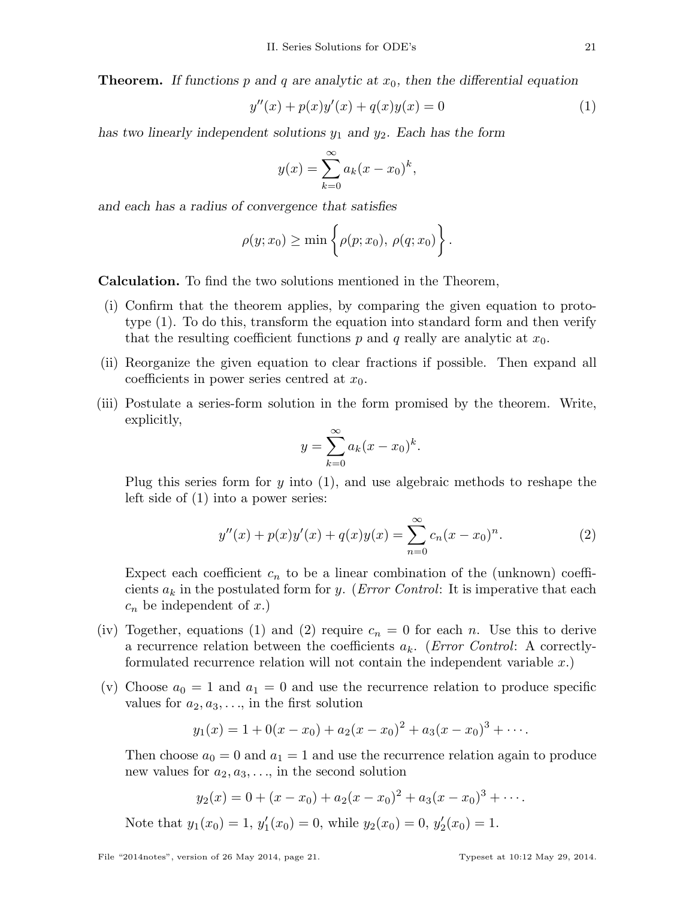**Theorem.** *If functions $p$ and $q$ are analytic at $x_0$, then the differential equation*

$$y''(x) + p(x)y'(x) + q(x)y(x) = 0 \tag{1}$$

*has two linearly independent solutions $y_1$ and $y_2$. Each has the form*

$$y(x) = \sum_{k=0}^{\infty} a_k (x - x_0)^k,$$

*and each has a radius of convergence that satisfies*

$$\rho(y; x_0) \geq \min \left\{ \rho(p; x_0),\ \rho(q; x_0) \right\}.$$

**Calculation.** To find the two solutions mentioned in the Theorem,

(i) Confirm that the theorem applies, by comparing the given equation to prototype (1). To do this, transform the equation into standard form and then verify that the resulting coefficient functions $p$ and $q$ really are analytic at $x_0$.

(ii) Reorganize the given equation to clear fractions if possible. Then expand all coefficients in power series centred at $x_0$.

(iii) Postulate a series-form solution in the form promised by the theorem. Write, explicitly,

$$y = \sum_{k=0}^{\infty} a_k (x - x_0)^k.$$

Plug this series form for $y$ into (1), and use algebraic methods to reshape the left side of (1) into a power series:

$$y''(x) + p(x)y'(x) + q(x)y(x) = \sum_{n=0}^{\infty} c_n (x - x_0)^n. \tag{2}$$

Expect each coefficient $c_n$ to be a linear combination of the (unknown) coefficients $a_k$ in the postulated form for $y$. (*Error Control*: It is imperative that each $c_n$ be independent of $x$.)

(iv) Together, equations (1) and (2) require $c_n = 0$ for each $n$. Use this to derive a recurrence relation between the coefficients $a_k$. (*Error Control*: A correctly-formulated recurrence relation will not contain the independent variable $x$.)

(v) Choose $a_0 = 1$ and $a_1 = 0$ and use the recurrence relation to produce specific values for $a_2, a_3, \ldots$, in the first solution

$$y_1(x) = 1 + 0(x - x_0) + a_2(x - x_0)^2 + a_3(x - x_0)^3 + \cdots.$$

Then choose $a_0 = 0$ and $a_1 = 1$ and use the recurrence relation again to produce new values for $a_2, a_3, \ldots$, in the second solution

$$y_2(x) = 0 + (x - x_0) + a_2(x - x_0)^2 + a_3(x - x_0)^3 + \cdots.$$

Note that $y_1(x_0) = 1$, $y_1'(x_0) = 0$, while $y_2(x_0) = 0$, $y_2'(x_0) = 1$.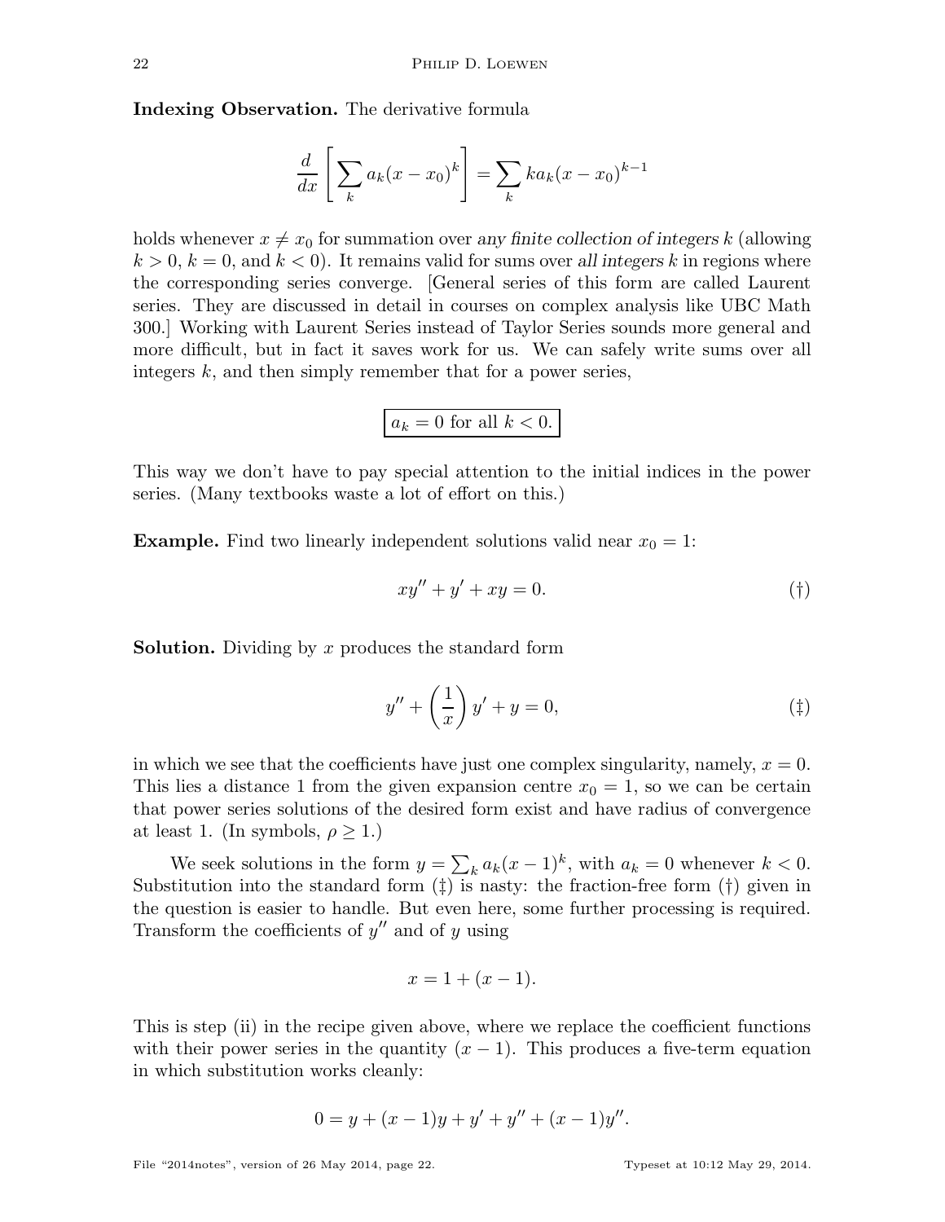**Indexing Observation.** The derivative formula

$$\frac{d}{dx}\left[\sum_k a_k(x-x_0)^k\right] = \sum_k k a_k (x-x_0)^{k-1}$$

holds whenever $x \neq x_0$ for summation over *any finite collection of integers* $k$ (allowing $k > 0$, $k = 0$, and $k < 0$). It remains valid for sums over *all integers* $k$ in regions where the corresponding series converge. [General series of this form are called Laurent series. They are discussed in detail in courses on complex analysis like UBC Math 300.] Working with Laurent Series instead of Taylor Series sounds more general and more difficult, but in fact it saves work for us. We can safely write sums over all integers $k$, and then simply remember that for a power series,

$$\boxed{a_k = 0 \text{ for all } k < 0.}$$

This way we don't have to pay special attention to the initial indices in the power series. (Many textbooks waste a lot of effort on this.)

**Example.** Find two linearly independent solutions valid near $x_0 = 1$:

$$xy'' + y' + xy = 0. \tag{†}$$

**Solution.** Dividing by $x$ produces the standard form

$$y'' + \left(\frac{1}{x}\right)y' + y = 0, \tag{‡}$$

in which we see that the coefficients have just one complex singularity, namely, $x = 0$. This lies a distance 1 from the given expansion centre $x_0 = 1$, so we can be certain that power series solutions of the desired form exist and have radius of convergence at least 1. (In symbols, $\rho \geq 1$.)

We seek solutions in the form $y = \sum_k a_k(x-1)^k$, with $a_k = 0$ whenever $k < 0$. Substitution into the standard form (‡) is nasty: the fraction-free form (†) given in the question is easier to handle. But even here, some further processing is required. Transform the coefficients of $y''$ and of $y$ using

$$x = 1 + (x - 1).$$

This is step (ii) in the recipe given above, where we replace the coefficient functions with their power series in the quantity $(x - 1)$. This produces a five-term equation in which substitution works cleanly:

$$0 = y + (x-1)y + y' + y'' + (x-1)y''.$$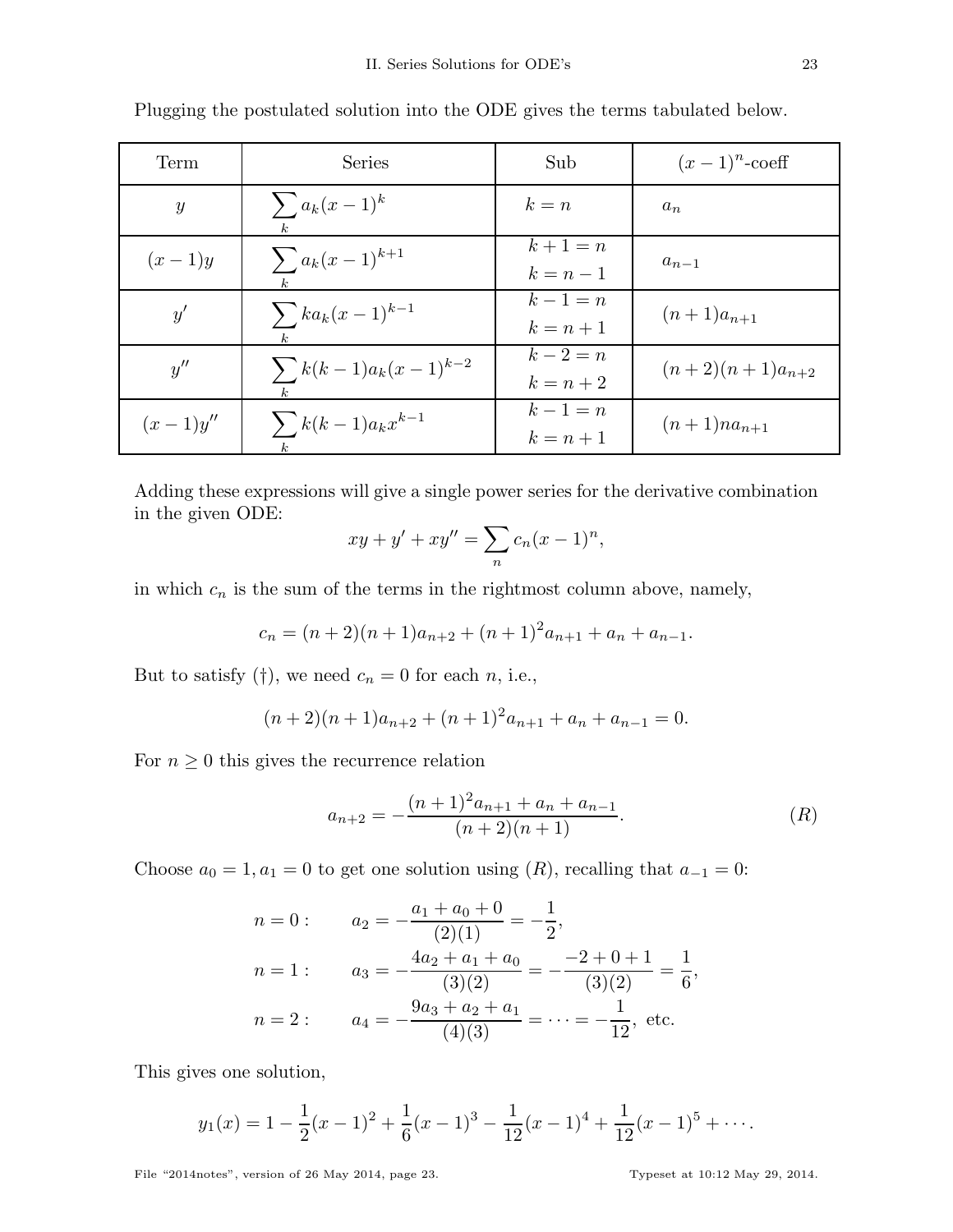Plugging the postulated solution into the ODE gives the terms tabulated below.

| Term | Series | Sub | $(x-1)^n$-coeff |
|---|---|---|---|
| $y$ | $\sum_k a_k(x-1)^k$ | $k=n$ | $a_n$ |
| $(x-1)y$ | $\sum_k a_k(x-1)^{k+1}$ | $k+1=n$ <br> $k=n-1$ | $a_{n-1}$ |
| $y'$ | $\sum_k k a_k(x-1)^{k-1}$ | $k-1=n$ <br> $k=n+1$ | $(n+1)a_{n+1}$ |
| $y''$ | $\sum_k k(k-1)a_k(x-1)^{k-2}$ | $k-2=n$ <br> $k=n+2$ | $(n+2)(n+1)a_{n+2}$ |
| $(x-1)y''$ | $\sum_k k(k-1)a_k x^{k-1}$ | $k-1=n$ <br> $k=n+1$ | $(n+1)na_{n+1}$ |

Adding these expressions will give a single power series for the derivative combination in the given ODE:

$$xy + y' + xy'' = \sum_n c_n(x-1)^n,$$

in which $c_n$ is the sum of the terms in the rightmost column above, namely,

$$c_n = (n+2)(n+1)a_{n+2} + (n+1)^2 a_{n+1} + a_n + a_{n-1}.$$

But to satisfy (†), we need $c_n = 0$ for each $n$, i.e.,

$$(n+2)(n+1)a_{n+2} + (n+1)^2 a_{n+1} + a_n + a_{n-1} = 0.$$

For $n \geq 0$ this gives the recurrence relation

$$a_{n+2} = -\frac{(n+1)^2 a_{n+1} + a_n + a_{n-1}}{(n+2)(n+1)}. \tag{$R$}$$

Choose $a_0 = 1, a_1 = 0$ to get one solution using $(R)$, recalling that $a_{-1} = 0$:

$$\begin{aligned}
n=0: \qquad & a_2 = -\frac{a_1 + a_0 + 0}{(2)(1)} = -\frac{1}{2}, \\
n=1: \qquad & a_3 = -\frac{4a_2 + a_1 + a_0}{(3)(2)} = -\frac{-2+0+1}{(3)(2)} = \frac{1}{6}, \\
n=2: \qquad & a_4 = -\frac{9a_3 + a_2 + a_1}{(4)(3)} = \cdots = -\frac{1}{12}, \text{ etc.}
\end{aligned}$$

This gives one solution,

$$y_1(x) = 1 - \frac{1}{2}(x-1)^2 + \frac{1}{6}(x-1)^3 - \frac{1}{12}(x-1)^4 + \frac{1}{12}(x-1)^5 + \cdots.$$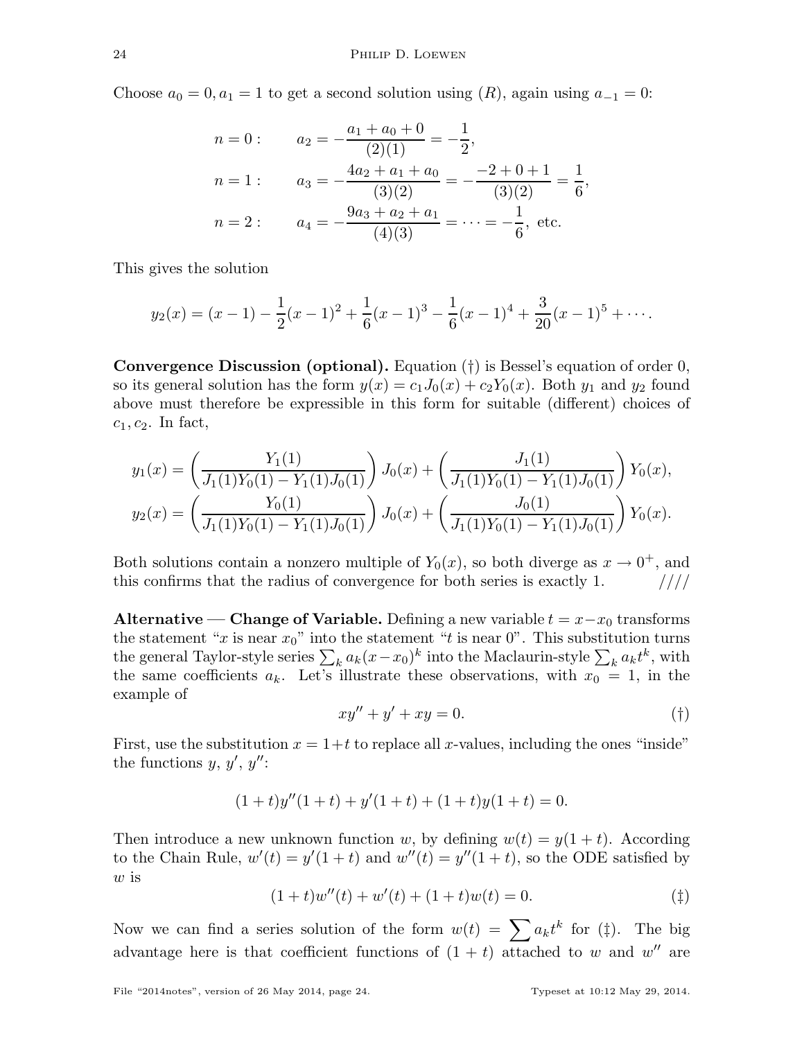Choose $a_0 = 0, a_1 = 1$ to get a second solution using $(R)$, again using $a_{-1} = 0$:

$$
\begin{aligned}
n = 0: \qquad & a_2 = -\frac{a_1 + a_0 + 0}{(2)(1)} = -\frac{1}{2}, \\
n = 1: \qquad & a_3 = -\frac{4a_2 + a_1 + a_0}{(3)(2)} = -\frac{-2 + 0 + 1}{(3)(2)} = \frac{1}{6}, \\
n = 2: \qquad & a_4 = -\frac{9a_3 + a_2 + a_1}{(4)(3)} = \cdots = -\frac{1}{6}, \text{ etc.}
\end{aligned}
$$

This gives the solution

$$
y_2(x) = (x-1) - \frac{1}{2}(x-1)^2 + \frac{1}{6}(x-1)^3 - \frac{1}{6}(x-1)^4 + \frac{3}{20}(x-1)^5 + \cdots.
$$

**Convergence Discussion (optional).** Equation (†) is Bessel's equation of order 0, so its general solution has the form $y(x) = c_1 J_0(x) + c_2 Y_0(x)$. Both $y_1$ and $y_2$ found above must therefore be expressible in this form for suitable (different) choices of $c_1, c_2$. In fact,

$$
\begin{aligned}
y_1(x) &= \left( \frac{Y_1(1)}{J_1(1)Y_0(1) - Y_1(1)J_0(1)} \right) J_0(x) + \left( \frac{J_1(1)}{J_1(1)Y_0(1) - Y_1(1)J_0(1)} \right) Y_0(x), \\
y_2(x) &= \left( \frac{Y_0(1)}{J_1(1)Y_0(1) - Y_1(1)J_0(1)} \right) J_0(x) + \left( \frac{J_0(1)}{J_1(1)Y_0(1) - Y_1(1)J_0(1)} \right) Y_0(x).
\end{aligned}
$$

Both solutions contain a nonzero multiple of $Y_0(x)$, so both diverge as $x \to 0^+$, and this confirms that the radius of convergence for both series is exactly 1. ////

**Alternative — Change of Variable.** Defining a new variable $t = x - x_0$ transforms the statement "$x$ is near $x_0$" into the statement "$t$ is near 0". This substitution turns the general Taylor-style series $\sum_k a_k (x-x_0)^k$ into the Maclaurin-style $\sum_k a_k t^k$, with the same coefficients $a_k$. Let's illustrate these observations, with $x_0 = 1$, in the example of

$$
xy'' + y' + xy = 0. \tag{†}
$$

First, use the substitution $x = 1+t$ to replace all $x$-values, including the ones "inside" the functions $y$, $y'$, $y''$:

$$
(1+t)y''(1+t) + y'(1+t) + (1+t)y(1+t) = 0.
$$

Then introduce a new unknown function $w$, by defining $w(t) = y(1+t)$. According to the Chain Rule, $w'(t) = y'(1+t)$ and $w''(t) = y''(1+t)$, so the ODE satisfied by $w$ is

$$
(1+t)w''(t) + w'(t) + (1+t)w(t) = 0. \tag{‡}
$$

Now we can find a series solution of the form $w(t) = \sum a_k t^k$ for (‡). The big advantage here is that coefficient functions of $(1+t)$ attached to $w$ and $w''$ are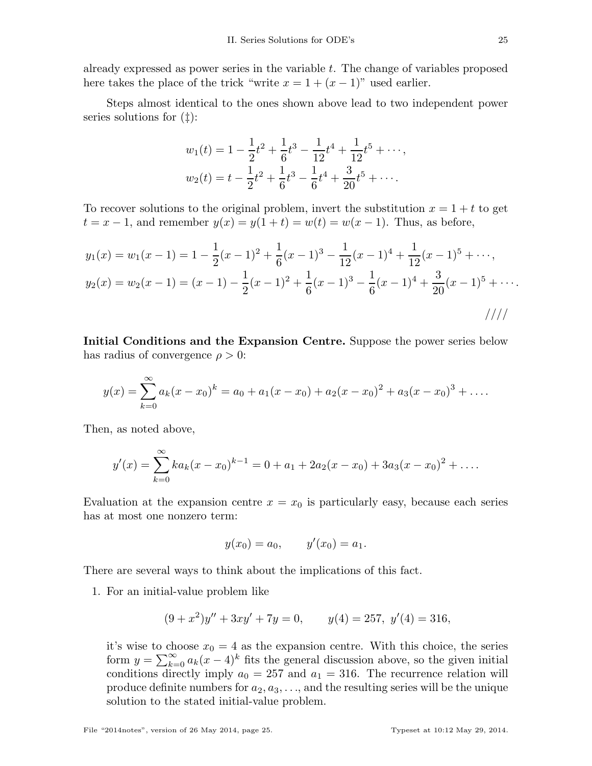already expressed as power series in the variable $t$. The change of variables proposed here takes the place of the trick "write $x = 1 + (x - 1)$" used earlier.

Steps almost identical to the ones shown above lead to two independent power series solutions for (‡):

$$w_1(t) = 1 - \frac{1}{2}t^2 + \frac{1}{6}t^3 - \frac{1}{12}t^4 + \frac{1}{12}t^5 + \cdots,$$
$$w_2(t) = t - \frac{1}{2}t^2 + \frac{1}{6}t^3 - \frac{1}{6}t^4 + \frac{3}{20}t^5 + \cdots.$$

To recover solutions to the original problem, invert the substitution $x = 1 + t$ to get $t = x - 1$, and remember $y(x) = y(1 + t) = w(t) = w(x - 1)$. Thus, as before,

$$y_1(x) = w_1(x-1) = 1 - \frac{1}{2}(x-1)^2 + \frac{1}{6}(x-1)^3 - \frac{1}{12}(x-1)^4 + \frac{1}{12}(x-1)^5 + \cdots,$$
$$y_2(x) = w_2(x-1) = (x-1) - \frac{1}{2}(x-1)^2 + \frac{1}{6}(x-1)^3 - \frac{1}{6}(x-1)^4 + \frac{3}{20}(x-1)^5 + \cdots.$$

////

**Initial Conditions and the Expansion Centre.** Suppose the power series below has radius of convergence $\rho > 0$:

$$y(x) = \sum_{k=0}^{\infty} a_k (x - x_0)^k = a_0 + a_1(x - x_0) + a_2(x - x_0)^2 + a_3(x - x_0)^3 + \ldots.$$

Then, as noted above,

$$y'(x) = \sum_{k=0}^{\infty} k a_k (x - x_0)^{k-1} = 0 + a_1 + 2a_2(x - x_0) + 3a_3(x - x_0)^2 + \ldots.$$

Evaluation at the expansion centre $x = x_0$ is particularly easy, because each series has at most one nonzero term:

$$y(x_0) = a_0, \qquad y'(x_0) = a_1.$$

There are several ways to think about the implications of this fact.

1. For an initial-value problem like

$$(9 + x^2)y'' + 3xy' + 7y = 0, \qquad y(4) = 257, \; y'(4) = 316,$$

it's wise to choose $x_0 = 4$ as the expansion centre. With this choice, the series form $y = \sum_{k=0}^{\infty} a_k (x - 4)^k$ fits the general discussion above, so the given initial conditions directly imply $a_0 = 257$ and $a_1 = 316$. The recurrence relation will produce definite numbers for $a_2, a_3, \ldots$, and the resulting series will be the unique solution to the stated initial-value problem.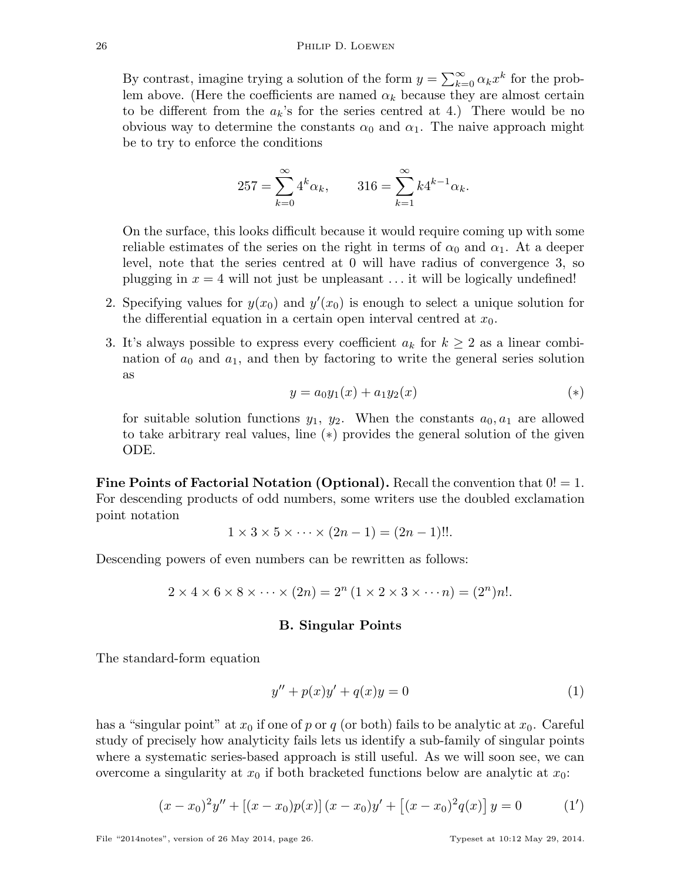By contrast, imagine trying a solution of the form $y = \sum_{k=0}^{\infty} \alpha_k x^k$ for the problem above. (Here the coefficients are named $\alpha_k$ because they are almost certain to be different from the $a_k$'s for the series centred at 4.) There would be no obvious way to determine the constants $\alpha_0$ and $\alpha_1$. The naive approach might be to try to enforce the conditions

$$257 = \sum_{k=0}^{\infty} 4^k \alpha_k, \qquad 316 = \sum_{k=1}^{\infty} k 4^{k-1} \alpha_k.$$

On the surface, this looks difficult because it would require coming up with some reliable estimates of the series on the right in terms of $\alpha_0$ and $\alpha_1$. At a deeper level, note that the series centred at 0 will have radius of convergence 3, so plugging in $x = 4$ will not just be unpleasant ... it will be logically undefined!

2. Specifying values for $y(x_0)$ and $y'(x_0)$ is enough to select a unique solution for the differential equation in a certain open interval centred at $x_0$.

3. It's always possible to express every coefficient $a_k$ for $k \geq 2$ as a linear combination of $a_0$ and $a_1$, and then by factoring to write the general series solution as

$$y = a_0 y_1(x) + a_1 y_2(x) \tag{$*$}$$

for suitable solution functions $y_1$, $y_2$. When the constants $a_0, a_1$ are allowed to take arbitrary real values, line $(*)$ provides the general solution of the given ODE.

**Fine Points of Factorial Notation (Optional).** Recall the convention that $0! = 1$. For descending products of odd numbers, some writers use the doubled exclamation point notation

$$1 \times 3 \times 5 \times \cdots \times (2n-1) = (2n-1)!!.$$

Descending powers of even numbers can be rewritten as follows:

$$2 \times 4 \times 6 \times 8 \times \cdots \times (2n) = 2^n \, (1 \times 2 \times 3 \times \cdots n) = (2^n) n!.$$

## B. Singular Points

The standard-form equation

$$y'' + p(x)y' + q(x)y = 0 \tag{1}$$

has a "singular point" at $x_0$ if one of $p$ or $q$ (or both) fails to be analytic at $x_0$. Careful study of precisely how analyticity fails lets us identify a sub-family of singular points where a systematic series-based approach is still useful. As we will soon see, we can overcome a singularity at $x_0$ if both bracketed functions below are analytic at $x_0$:

$$(x - x_0)^2 y'' + [(x - x_0)p(x)]\,(x - x_0)y' + \left[(x - x_0)^2 q(x)\right] y = 0 \tag{$1'$}$$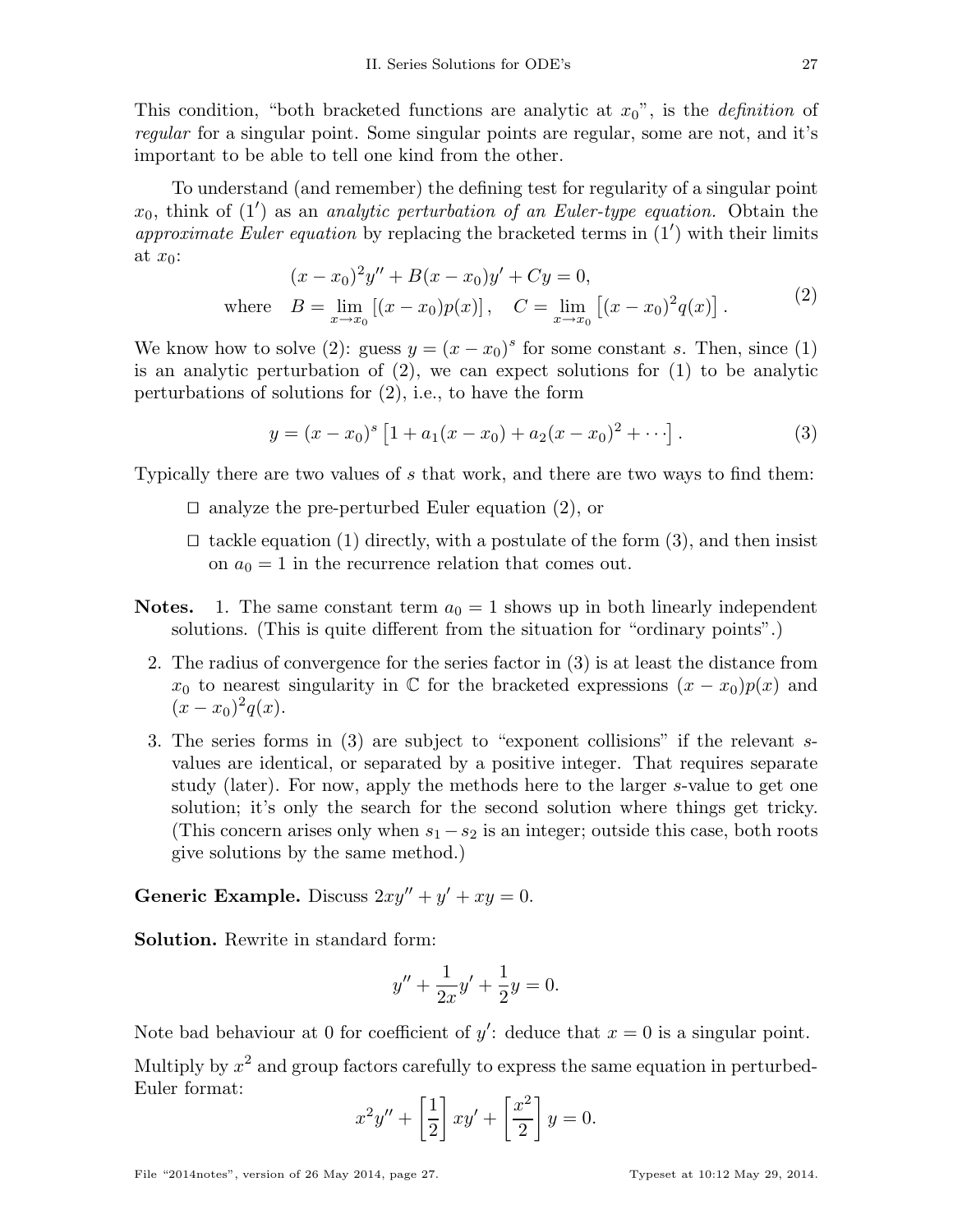This condition, "both bracketed functions are analytic at $x_0$", is the *definition* of *regular* for a singular point. Some singular points are regular, some are not, and it's important to be able to tell one kind from the other.

To understand (and remember) the defining test for regularity of a singular point $x_0$, think of $(1')$ as an *analytic perturbation of an Euler-type equation.* Obtain the *approximate Euler equation* by replacing the bracketed terms in $(1')$ with their limits at $x_0$:

$$
\begin{aligned}
&(x-x_0)^2 y'' + B(x-x_0)y' + Cy = 0, \\
\text{where} \quad &B = \lim_{x \to x_0} \left[(x-x_0)p(x)\right], \quad C = \lim_{x \to x_0} \left[(x-x_0)^2 q(x)\right].
\end{aligned}
\tag{2}
$$

We know how to solve (2): guess $y = (x-x_0)^s$ for some constant $s$. Then, since (1) is an analytic perturbation of (2), we can expect solutions for (1) to be analytic perturbations of solutions for (2), i.e., to have the form

$$
y = (x-x_0)^s \left[1 + a_1(x-x_0) + a_2(x-x_0)^2 + \cdots\right]. \tag{3}
$$

Typically there are two values of $s$ that work, and there are two ways to find them:

- ☐ analyze the pre-perturbed Euler equation (2), or
- ☐ tackle equation (1) directly, with a postulate of the form (3), and then insist on $a_0 = 1$ in the recurrence relation that comes out.

**Notes.** 1. The same constant term $a_0 = 1$ shows up in both linearly independent solutions. (This is quite different from the situation for "ordinary points".)

2. The radius of convergence for the series factor in (3) is at least the distance from $x_0$ to nearest singularity in $\mathbb{C}$ for the bracketed expressions $(x-x_0)p(x)$ and $(x-x_0)^2 q(x)$.

3. The series forms in (3) are subject to "exponent collisions" if the relevant $s$-values are identical, or separated by a positive integer. That requires separate study (later). For now, apply the methods here to the larger $s$-value to get one solution; it's only the search for the second solution where things get tricky. (This concern arises only when $s_1 - s_2$ is an integer; outside this case, both roots give solutions by the same method.)

**Generic Example.** Discuss $2xy'' + y' + xy = 0$.

**Solution.** Rewrite in standard form:

$$
y'' + \frac{1}{2x}y' + \frac{1}{2}y = 0.
$$

Note bad behaviour at 0 for coefficient of $y'$: deduce that $x = 0$ is a singular point.

Multiply by $x^2$ and group factors carefully to express the same equation in perturbed-Euler format:

$$
x^2 y'' + \left[\frac{1}{2}\right] xy' + \left[\frac{x^2}{2}\right] y = 0.
$$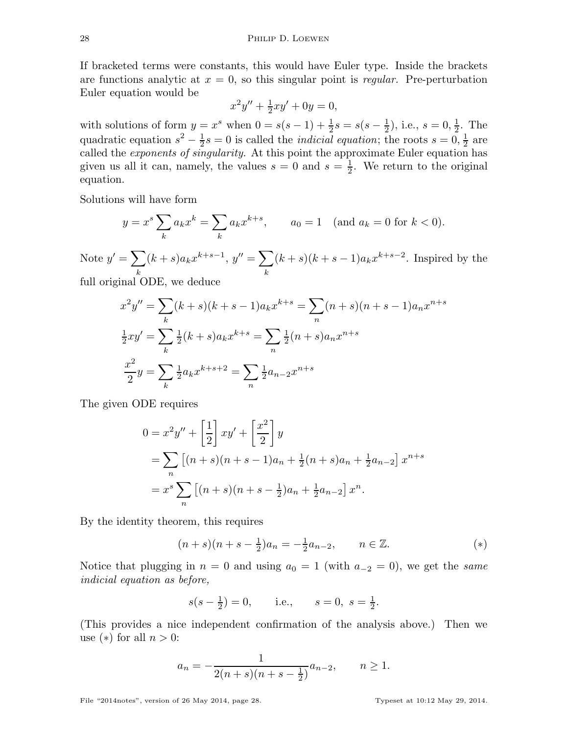If bracketed terms were constants, this would have Euler type. Inside the brackets are functions analytic at $x = 0$, so this singular point is *regular*. Pre-perturbation Euler equation would be

$$x^2 y'' + \tfrac{1}{2} x y' + 0y = 0,$$

with solutions of form $y = x^s$ when $0 = s(s-1) + \frac{1}{2}s = s(s - \frac{1}{2})$, i.e., $s = 0, \frac{1}{2}$. The quadratic equation $s^2 - \frac{1}{2}s = 0$ is called the *indicial equation*; the roots $s = 0, \frac{1}{2}$ are called the *exponents of singularity.* At this point the approximate Euler equation has given us all it can, namely, the values $s = 0$ and $s = \frac{1}{2}$. We return to the original equation.

Solutions will have form

$$y = x^s \sum_k a_k x^k = \sum_k a_k x^{k+s}, \qquad a_0 = 1 \quad (\text{and } a_k = 0 \text{ for } k < 0).$$

Note $y' = \displaystyle\sum_k (k+s) a_k x^{k+s-1}$, $y'' = \displaystyle\sum_k (k+s)(k+s-1) a_k x^{k+s-2}$. Inspired by the full original ODE, we deduce

$$\begin{aligned}
x^2 y'' &= \sum_k (k+s)(k+s-1) a_k x^{k+s} = \sum_n (n+s)(n+s-1) a_n x^{n+s} \\
\tfrac{1}{2} x y' &= \sum_k \tfrac{1}{2}(k+s) a_k x^{k+s} = \sum_n \tfrac{1}{2}(n+s) a_n x^{n+s} \\
\frac{x^2}{2} y &= \sum_k \tfrac{1}{2} a_k x^{k+s+2} = \sum_n \tfrac{1}{2} a_{n-2} x^{n+s}
\end{aligned}$$

The given ODE requires

$$\begin{aligned}
0 &= x^2 y'' + \left[\frac{1}{2}\right] x y' + \left[\frac{x^2}{2}\right] y \\
&= \sum_n \left[ (n+s)(n+s-1) a_n + \tfrac{1}{2}(n+s) a_n + \tfrac{1}{2} a_{n-2} \right] x^{n+s} \\
&= x^s \sum_n \left[ (n+s)(n+s-\tfrac{1}{2}) a_n + \tfrac{1}{2} a_{n-2} \right] x^n.
\end{aligned}$$

By the identity theorem, this requires

$$(n+s)(n+s-\tfrac{1}{2}) a_n = -\tfrac{1}{2} a_{n-2}, \qquad n \in \mathbb{Z}. \tag{$*$}$$

Notice that plugging in $n = 0$ and using $a_0 = 1$ (with $a_{-2} = 0$), we get the *same indicial equation as before,*

$$s(s - \tfrac{1}{2}) = 0, \qquad \text{i.e.,} \qquad s = 0, \ s = \tfrac{1}{2}.$$

(This provides a nice independent confirmation of the analysis above.) Then we use $(*)$ for all $n > 0$:

$$a_n = -\frac{1}{2(n+s)(n+s-\frac{1}{2})} a_{n-2}, \qquad n \geq 1.$$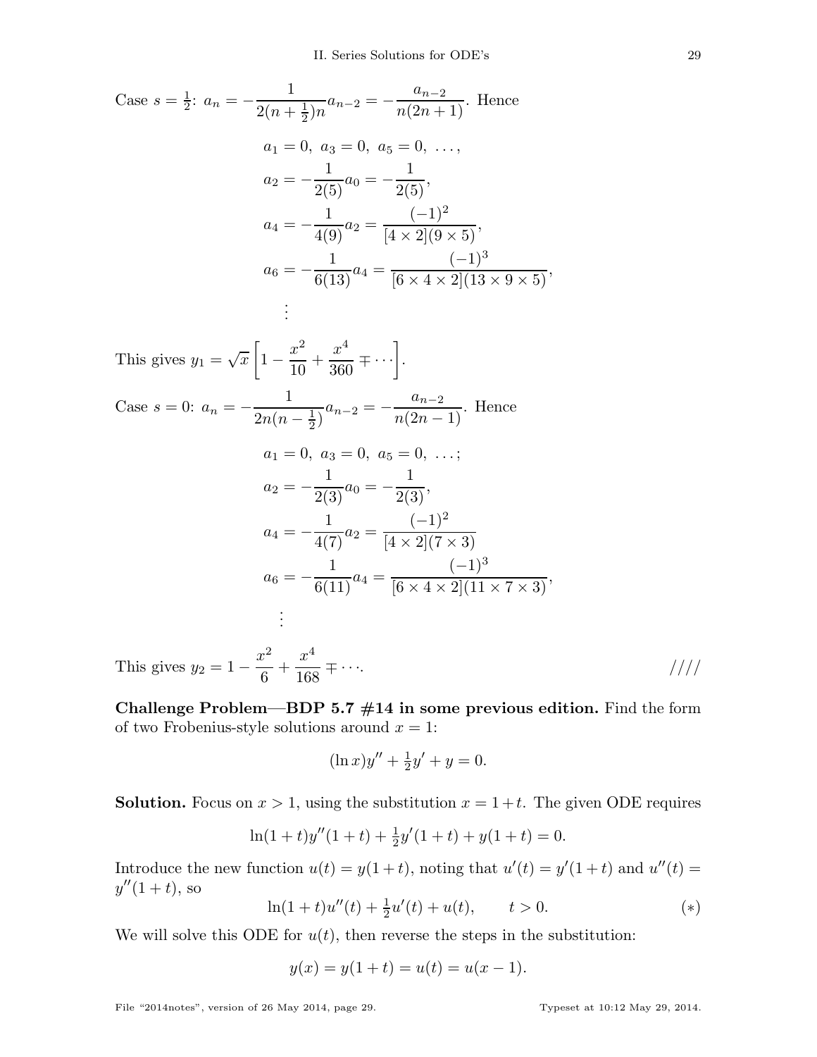Case $s = \frac{1}{2}$: $a_n = -\dfrac{1}{2(n+\frac{1}{2})n} a_{n-2} = -\dfrac{a_{n-2}}{n(2n+1)}$. Hence

$$
\begin{aligned}
&a_1 = 0,\ a_3 = 0,\ a_5 = 0,\ \ldots, \\
&a_2 = -\frac{1}{2(5)} a_0 = -\frac{1}{2(5)}, \\
&a_4 = -\frac{1}{4(9)} a_2 = \frac{(-1)^2}{[4 \times 2](9 \times 5)}, \\
&a_6 = -\frac{1}{6(13)} a_4 = \frac{(-1)^3}{[6 \times 4 \times 2](13 \times 9 \times 5)}, \\
&\quad \vdots
\end{aligned}
$$

This gives $y_1 = \sqrt{x}\left[1 - \dfrac{x^2}{10} + \dfrac{x^4}{360} \mp \cdots\right]$.

Case $s = 0$: $a_n = -\dfrac{1}{2n(n-\frac{1}{2})} a_{n-2} = -\dfrac{a_{n-2}}{n(2n-1)}$. Hence

$$
\begin{aligned}
&a_1 = 0,\ a_3 = 0,\ a_5 = 0,\ \ldots; \\
&a_2 = -\frac{1}{2(3)} a_0 = -\frac{1}{2(3)}, \\
&a_4 = -\frac{1}{4(7)} a_2 = \frac{(-1)^2}{[4 \times 2](7 \times 3)} \\
&a_6 = -\frac{1}{6(11)} a_4 = \frac{(-1)^3}{[6 \times 4 \times 2](11 \times 7 \times 3)}, \\
&\quad \vdots
\end{aligned}
$$

This gives $y_2 = 1 - \dfrac{x^2}{6} + \dfrac{x^4}{168} \mp \cdots$. ////

**Challenge Problem—BDP 5.7 #14 in some previous edition.** Find the form of two Frobenius-style solutions around $x = 1$:

$$(\ln x) y'' + \tfrac{1}{2} y' + y = 0.$$

**Solution.** Focus on $x > 1$, using the substitution $x = 1 + t$. The given ODE requires

$$\ln(1+t) y''(1+t) + \tfrac{1}{2} y'(1+t) + y(1+t) = 0.$$

Introduce the new function $u(t) = y(1+t)$, noting that $u'(t) = y'(1+t)$ and $u''(t) = y''(1+t)$, so

$$\ln(1+t) u''(t) + \tfrac{1}{2} u'(t) + u(t), \qquad t > 0. \qquad (*)$$

We will solve this ODE for $u(t)$, then reverse the steps in the substitution:

$$y(x) = y(1+t) = u(t) = u(x-1).$$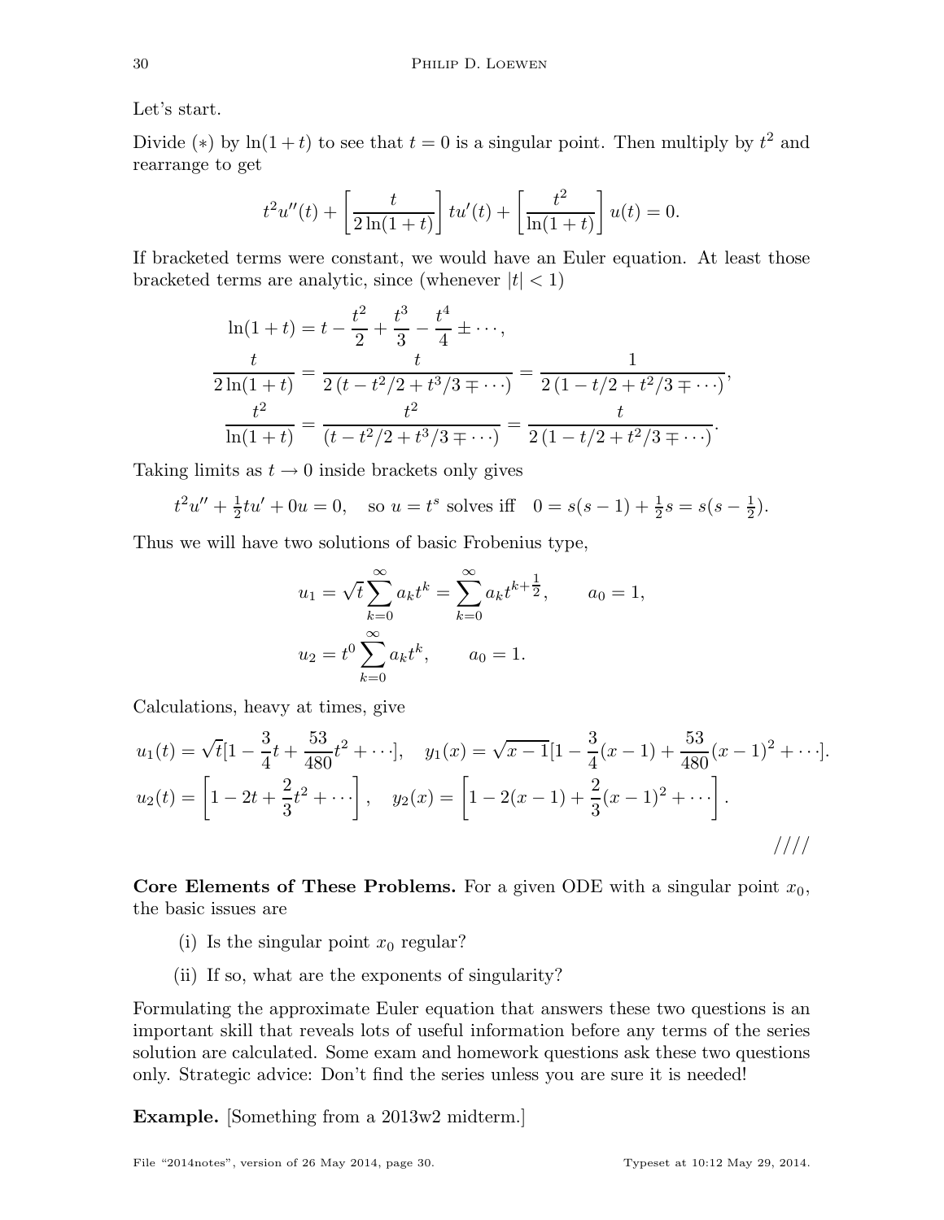Let's start.

Divide (∗) by $\ln(1+t)$ to see that $t = 0$ is a singular point. Then multiply by $t^2$ and rearrange to get

$$t^2 u''(t) + \left[\frac{t}{2\ln(1+t)}\right] t u'(t) + \left[\frac{t^2}{\ln(1+t)}\right] u(t) = 0.$$

If bracketed terms were constant, we would have an Euler equation. At least those bracketed terms are analytic, since (whenever $|t| < 1$)

$$\begin{aligned}
\ln(1+t) &= t - \frac{t^2}{2} + \frac{t^3}{3} - \frac{t^4}{4} \pm \cdots, \\
\frac{t}{2\ln(1+t)} &= \frac{t}{2\left(t - t^2/2 + t^3/3 \mp \cdots\right)} = \frac{1}{2\left(1 - t/2 + t^2/3 \mp \cdots\right)}, \\
\frac{t^2}{\ln(1+t)} &= \frac{t^2}{\left(t - t^2/2 + t^3/3 \mp \cdots\right)} = \frac{t}{2\left(1 - t/2 + t^2/3 \mp \cdots\right)}.
\end{aligned}$$

Taking limits as $t \to 0$ inside brackets only gives

$$t^2 u'' + \tfrac{1}{2} t u' + 0u = 0, \quad \text{so } u = t^s \text{ solves iff } \quad 0 = s(s-1) + \tfrac{1}{2}s = s(s - \tfrac{1}{2}).$$

Thus we will have two solutions of basic Frobenius type,

$$\begin{aligned}
u_1 &= \sqrt{t} \sum_{k=0}^{\infty} a_k t^k = \sum_{k=0}^{\infty} a_k t^{k+\frac{1}{2}}, \qquad a_0 = 1, \\
u_2 &= t^0 \sum_{k=0}^{\infty} a_k t^k, \qquad a_0 = 1.
\end{aligned}$$

Calculations, heavy at times, give

$$\begin{aligned}
u_1(t) &= \sqrt{t}[1 - \frac{3}{4}t + \frac{53}{480}t^2 + \cdots], \quad y_1(x) = \sqrt{x-1}[1 - \frac{3}{4}(x-1) + \frac{53}{480}(x-1)^2 + \cdots]. \\
u_2(t) &= \left[1 - 2t + \frac{2}{3}t^2 + \cdots\right], \quad y_2(x) = \left[1 - 2(x-1) + \frac{2}{3}(x-1)^2 + \cdots\right].
\end{aligned}$$

////

**Core Elements of These Problems.** For a given ODE with a singular point $x_0$, the basic issues are

(i) Is the singular point $x_0$ regular?

(ii) If so, what are the exponents of singularity?

Formulating the approximate Euler equation that answers these two questions is an important skill that reveals lots of useful information before any terms of the series solution are calculated. Some exam and homework questions ask these two questions only. Strategic advice: Don't find the series unless you are sure it is needed!

**Example.** [Something from a 2013w2 midterm.]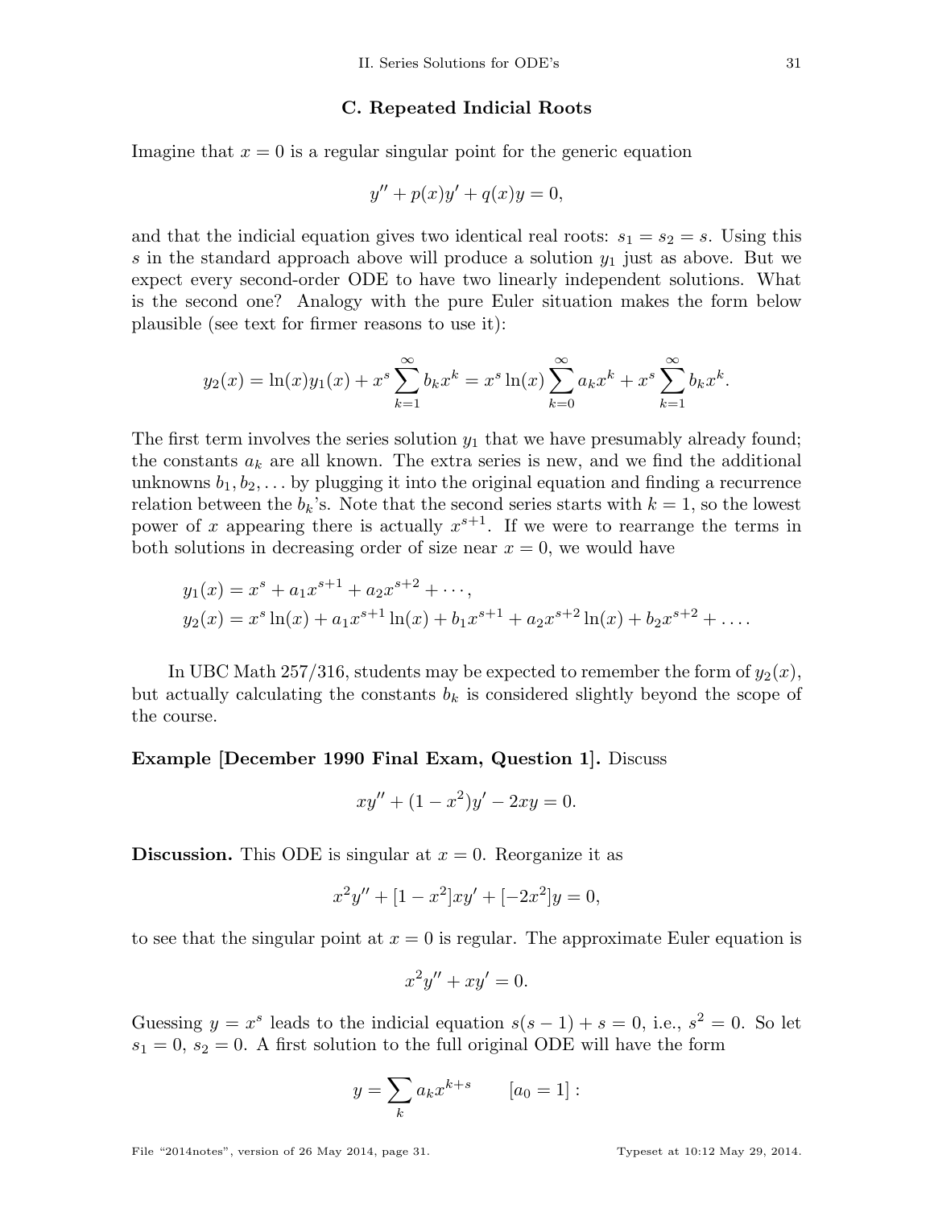### C. Repeated Indicial Roots

Imagine that $x = 0$ is a regular singular point for the generic equation

$$y'' + p(x)y' + q(x)y = 0,$$

and that the indicial equation gives two identical real roots: $s_1 = s_2 = s$. Using this $s$ in the standard approach above will produce a solution $y_1$ just as above. But we expect every second-order ODE to have two linearly independent solutions. What is the second one? Analogy with the pure Euler situation makes the form below plausible (see text for firmer reasons to use it):

$$y_2(x) = \ln(x)y_1(x) + x^s \sum_{k=1}^{\infty} b_k x^k = x^s \ln(x) \sum_{k=0}^{\infty} a_k x^k + x^s \sum_{k=1}^{\infty} b_k x^k.$$

The first term involves the series solution $y_1$ that we have presumably already found; the constants $a_k$ are all known. The extra series is new, and we find the additional unknowns $b_1, b_2, \ldots$ by plugging it into the original equation and finding a recurrence relation between the $b_k$'s. Note that the second series starts with $k = 1$, so the lowest power of $x$ appearing there is actually $x^{s+1}$. If we were to rearrange the terms in both solutions in decreasing order of size near $x = 0$, we would have

$$\begin{aligned}
y_1(x) &= x^s + a_1 x^{s+1} + a_2 x^{s+2} + \cdots, \\
y_2(x) &= x^s \ln(x) + a_1 x^{s+1} \ln(x) + b_1 x^{s+1} + a_2 x^{s+2} \ln(x) + b_2 x^{s+2} + \ldots.
\end{aligned}$$

In UBC Math 257/316, students may be expected to remember the form of $y_2(x)$, but actually calculating the constants $b_k$ is considered slightly beyond the scope of the course.

**Example [December 1990 Final Exam, Question 1].** Discuss

$$xy'' + (1 - x^2)y' - 2xy = 0.$$

**Discussion.** This ODE is singular at $x = 0$. Reorganize it as

$$x^2 y'' + [1 - x^2]xy' + [-2x^2]y = 0,$$

to see that the singular point at $x = 0$ is regular. The approximate Euler equation is

$$x^2 y'' + xy' = 0.$$

Guessing $y = x^s$ leads to the indicial equation $s(s - 1) + s = 0$, i.e., $s^2 = 0$. So let $s_1 = 0$, $s_2 = 0$. A first solution to the full original ODE will have the form

$$y = \sum_k a_k x^{k+s} \qquad [a_0 = 1]:$$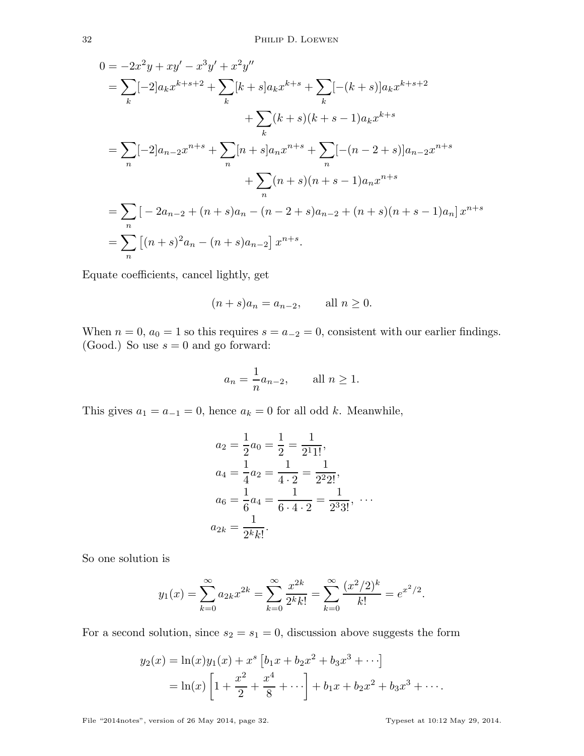$$
\begin{aligned}
0 &= -2x^2y + xy' - x^3y' + x^2y'' \\
&= \sum_k [-2]a_k x^{k+s+2} + \sum_k [k+s]a_k x^{k+s} + \sum_k [-(k+s)]a_k x^{k+s+2} \\
&\qquad\qquad + \sum_k (k+s)(k+s-1)a_k x^{k+s} \\
&= \sum_n [-2]a_{n-2} x^{n+s} + \sum_n [n+s]a_n x^{n+s} + \sum_n [-(n-2+s)]a_{n-2} x^{n+s} \\
&\qquad\qquad + \sum_n (n+s)(n+s-1)a_n x^{n+s} \\
&= \sum_n \left[ -2a_{n-2} + (n+s)a_n - (n-2+s)a_{n-2} + (n+s)(n+s-1)a_n \right] x^{n+s} \\
&= \sum_n \left[ (n+s)^2 a_n - (n+s)a_{n-2} \right] x^{n+s}.
\end{aligned}
$$

Equate coefficients, cancel lightly, get

$$
(n+s)a_n = a_{n-2}, \qquad \text{all } n \geq 0.
$$

When $n = 0$, $a_0 = 1$ so this requires $s = a_{-2} = 0$, consistent with our earlier findings. (Good.) So use $s = 0$ and go forward:

$$
a_n = \frac{1}{n}a_{n-2}, \qquad \text{all } n \geq 1.
$$

This gives $a_1 = a_{-1} = 0$, hence $a_k = 0$ for all odd $k$. Meanwhile,

$$
\begin{aligned}
a_2 &= \frac{1}{2}a_0 = \frac{1}{2} = \frac{1}{2^1 1!}, \\
a_4 &= \frac{1}{4}a_2 = \frac{1}{4 \cdot 2} = \frac{1}{2^2 2!}, \\
a_6 &= \frac{1}{6}a_4 = \frac{1}{6 \cdot 4 \cdot 2} = \frac{1}{2^3 3!}, \ \cdots \\
a_{2k} &= \frac{1}{2^k k!}.
\end{aligned}
$$

So one solution is

$$
y_1(x) = \sum_{k=0}^{\infty} a_{2k} x^{2k} = \sum_{k=0}^{\infty} \frac{x^{2k}}{2^k k!} = \sum_{k=0}^{\infty} \frac{(x^2/2)^k}{k!} = e^{x^2/2}.
$$

For a second solution, since $s_2 = s_1 = 0$, discussion above suggests the form

$$
\begin{aligned}
y_2(x) &= \ln(x) y_1(x) + x^s \left[ b_1 x + b_2 x^2 + b_3 x^3 + \cdots \right] \\
&= \ln(x) \left[ 1 + \frac{x^2}{2} + \frac{x^4}{8} + \cdots \right] + b_1 x + b_2 x^2 + b_3 x^3 + \cdots.
\end{aligned}
$$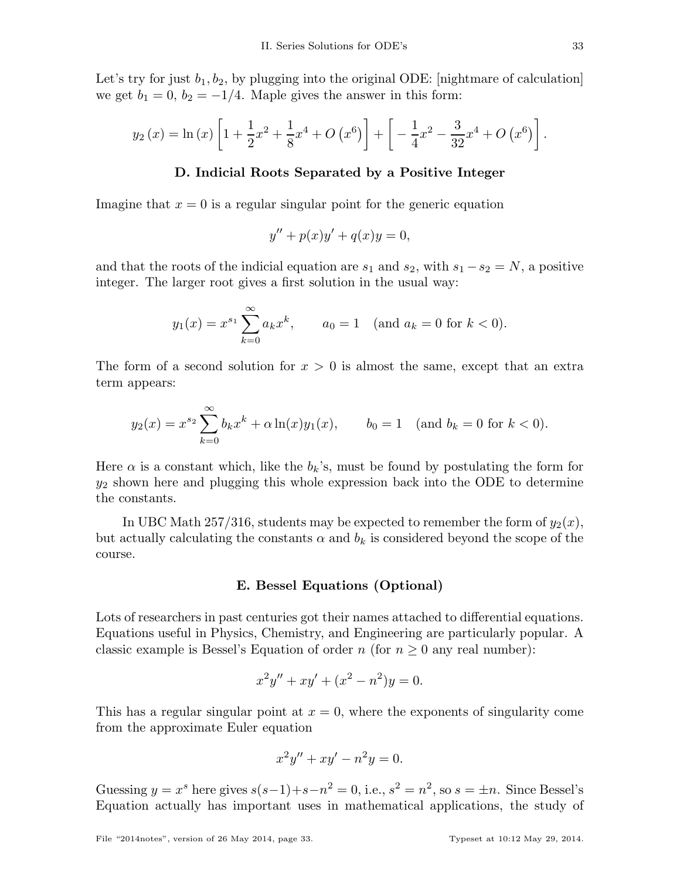Let's try for just $b_1, b_2$, by plugging into the original ODE: [nightmare of calculation] we get $b_1 = 0$, $b_2 = -1/4$. Maple gives the answer in this form:

$$y_2(x) = \ln(x)\left[1 + \frac{1}{2}x^2 + \frac{1}{8}x^4 + O\left(x^6\right)\right] + \left[-\frac{1}{4}x^2 - \frac{3}{32}x^4 + O\left(x^6\right)\right].$$

### D. Indicial Roots Separated by a Positive Integer

Imagine that $x = 0$ is a regular singular point for the generic equation

$$y'' + p(x)y' + q(x)y = 0,$$

and that the roots of the indicial equation are $s_1$ and $s_2$, with $s_1 - s_2 = N$, a positive integer. The larger root gives a first solution in the usual way:

$$y_1(x) = x^{s_1}\sum_{k=0}^{\infty} a_k x^k, \qquad a_0 = 1 \quad (\text{and } a_k = 0 \text{ for } k < 0).$$

The form of a second solution for $x > 0$ is almost the same, except that an extra term appears:

$$y_2(x) = x^{s_2}\sum_{k=0}^{\infty} b_k x^k + \alpha\ln(x)y_1(x), \qquad b_0 = 1 \quad (\text{and } b_k = 0 \text{ for } k < 0).$$

Here $\alpha$ is a constant which, like the $b_k$'s, must be found by postulating the form for $y_2$ shown here and plugging this whole expression back into the ODE to determine the constants.

In UBC Math 257/316, students may be expected to remember the form of $y_2(x)$, but actually calculating the constants $\alpha$ and $b_k$ is considered beyond the scope of the course.

### E. Bessel Equations (Optional)

Lots of researchers in past centuries got their names attached to differential equations. Equations useful in Physics, Chemistry, and Engineering are particularly popular. A classic example is Bessel's Equation of order $n$ (for $n \geq 0$ any real number):

$$x^2y'' + xy' + (x^2 - n^2)y = 0.$$

This has a regular singular point at $x = 0$, where the exponents of singularity come from the approximate Euler equation

$$x^2y'' + xy' - n^2y = 0.$$

Guessing $y = x^s$ here gives $s(s-1)+s-n^2 = 0$, i.e., $s^2 = n^2$, so $s = \pm n$. Since Bessel's Equation actually has important uses in mathematical applications, the study of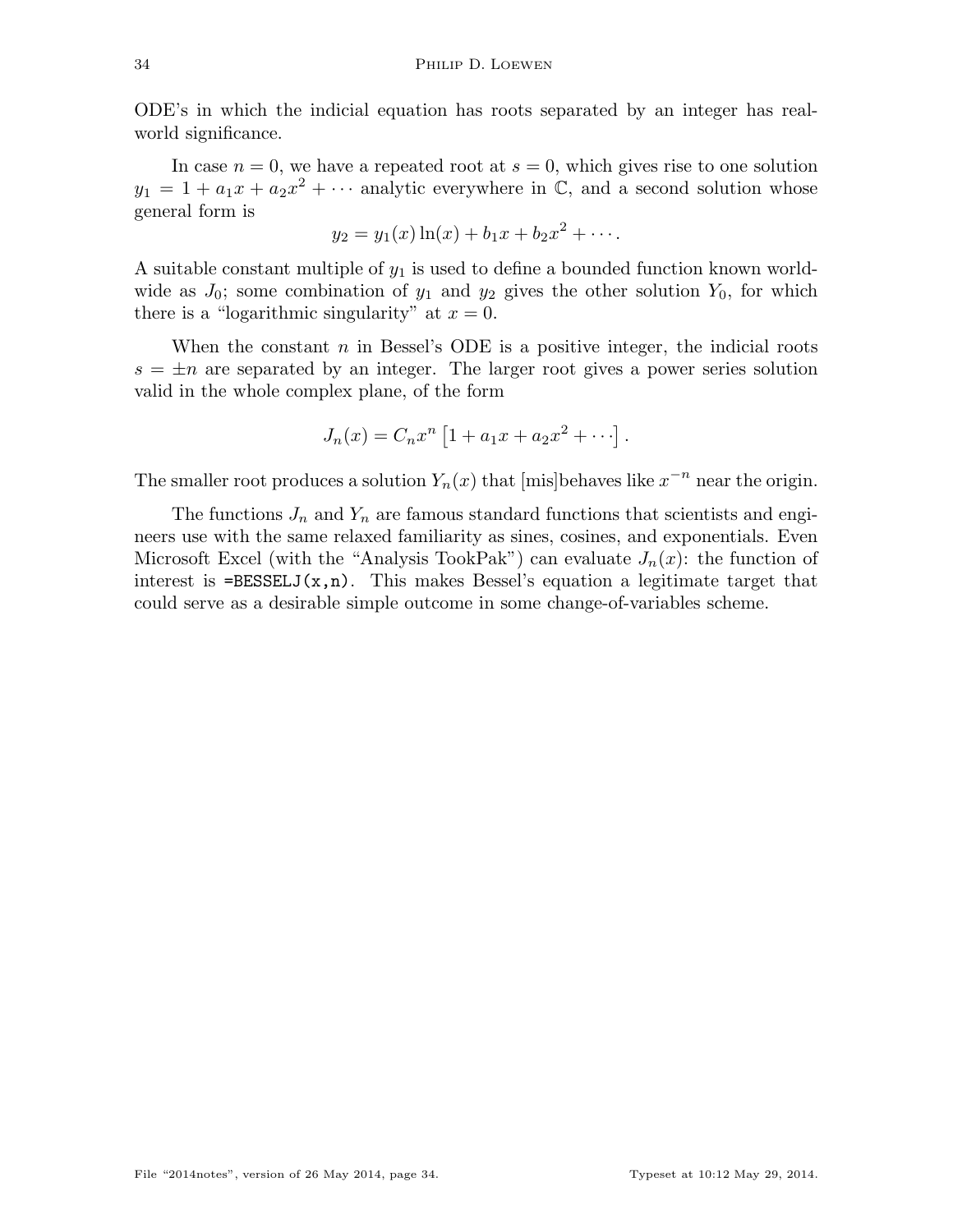ODE's in which the indicial equation has roots separated by an integer has real-world significance.

In case $n = 0$, we have a repeated root at $s = 0$, which gives rise to one solution $y_1 = 1 + a_1 x + a_2 x^2 + \cdots$ analytic everywhere in $\mathbb{C}$, and a second solution whose general form is

$$y_2 = y_1(x)\ln(x) + b_1 x + b_2 x^2 + \cdots.$$

A suitable constant multiple of $y_1$ is used to define a bounded function known worldwide as $J_0$; some combination of $y_1$ and $y_2$ gives the other solution $Y_0$, for which there is a "logarithmic singularity" at $x = 0$.

When the constant $n$ in Bessel's ODE is a positive integer, the indicial roots $s = \pm n$ are separated by an integer. The larger root gives a power series solution valid in the whole complex plane, of the form

$$J_n(x) = C_n x^n \left[1 + a_1 x + a_2 x^2 + \cdots\right].$$

The smaller root produces a solution $Y_n(x)$ that [mis]behaves like $x^{-n}$ near the origin.

The functions $J_n$ and $Y_n$ are famous standard functions that scientists and engineers use with the same relaxed familiarity as sines, cosines, and exponentials. Even Microsoft Excel (with the "Analysis TookPak") can evaluate $J_n(x)$: the function of interest is `=BESSELJ(x,n)`. This makes Bessel's equation a legitimate target that could serve as a desirable simple outcome in some change-of-variables scheme.